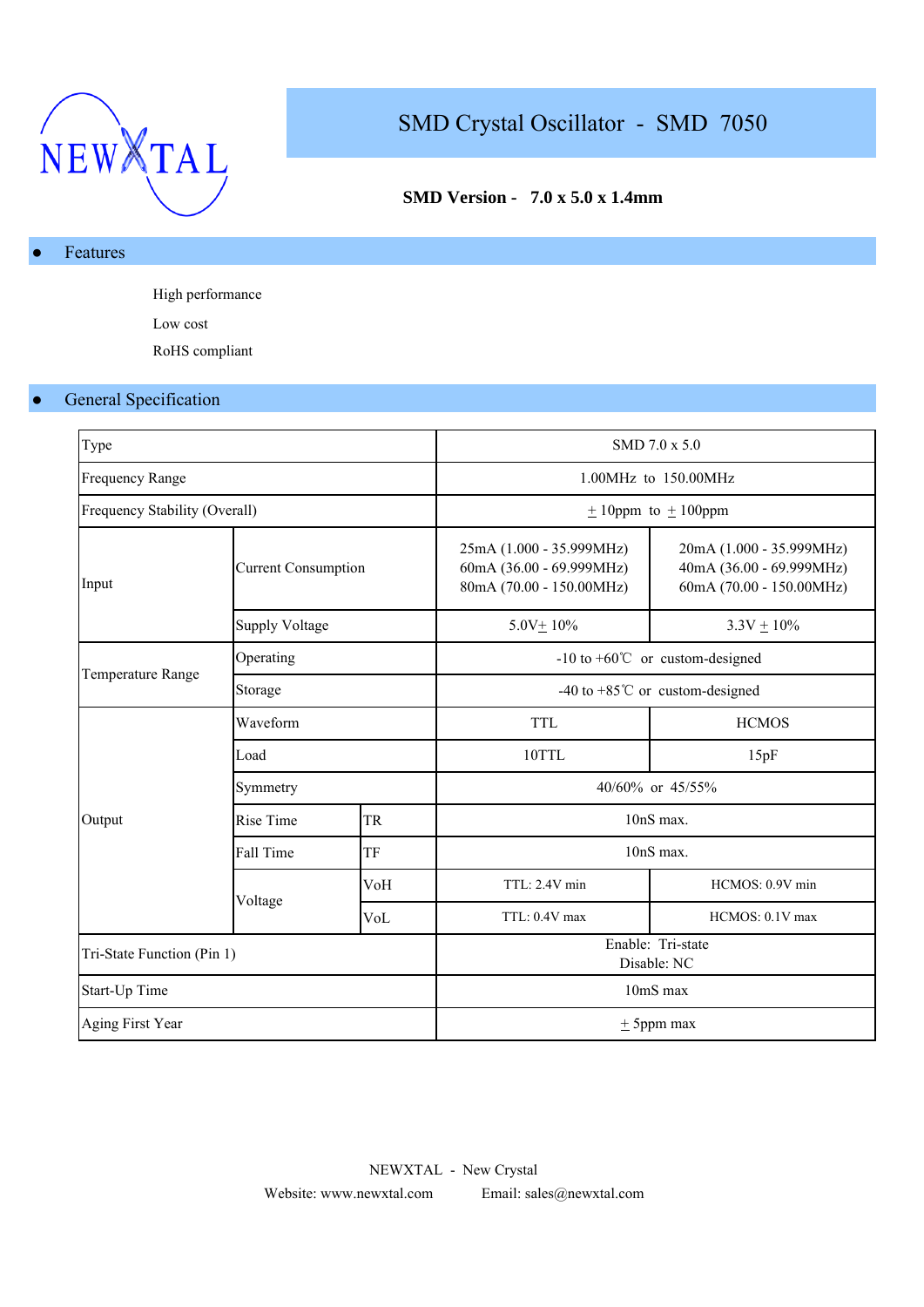NEWXTAL

# SMD Crystal Oscillator - SMD 7050

**SMD Version - 7.0 x 5.0 x 1.4mm**

## Features

- High performance
- Low cost
- RoHS compliant

## General Specification

| Type | | | SMD 7.0 x 5.0 | |
|---|---|---|---|---|
| Frequency Range | | | 1.00MHz to 150.00MHz | |
| Frequency Stability (Overall) | | | ± 10ppm to ± 100ppm | |
| Input | Current Consumption | | 25mA (1.000 - 35.999MHz)<br>60mA (36.00 - 69.999MHz)<br>80mA (70.00 - 150.00MHz) | 20mA (1.000 - 35.999MHz)<br>40mA (36.00 - 69.999MHz)<br>60mA (70.00 - 150.00MHz) |
| | Supply Voltage | | 5.0V± 10% | 3.3V ± 10% |
| Temperature Range | Operating | | -10 to +60℃ or custom-designed | |
| | Storage | | -40 to +85℃ or custom-designed | |
| Output | Waveform | | TTL | HCMOS |
| | Load | | 10TTL | 15pF |
| | Symmetry | | 40/60% or 45/55% | |
| | Rise Time | TR | 10nS max. | |
| | Fall Time | TF | 10nS max. | |
| | Voltage | VoH | TTL: 2.4V min | HCMOS: 0.9V min |
| | | VoL | TTL: 0.4V max | HCMOS: 0.1V max |
| Tri-State Function (Pin 1) | | | Enable: Tri-state<br>Disable: NC | |
| Start-Up Time | | | 10mS max | |
| Aging First Year | | | ± 5ppm max | |

NEWXTAL - New Crystal

Website: www.newxtal.com Email: sales@newxtal.com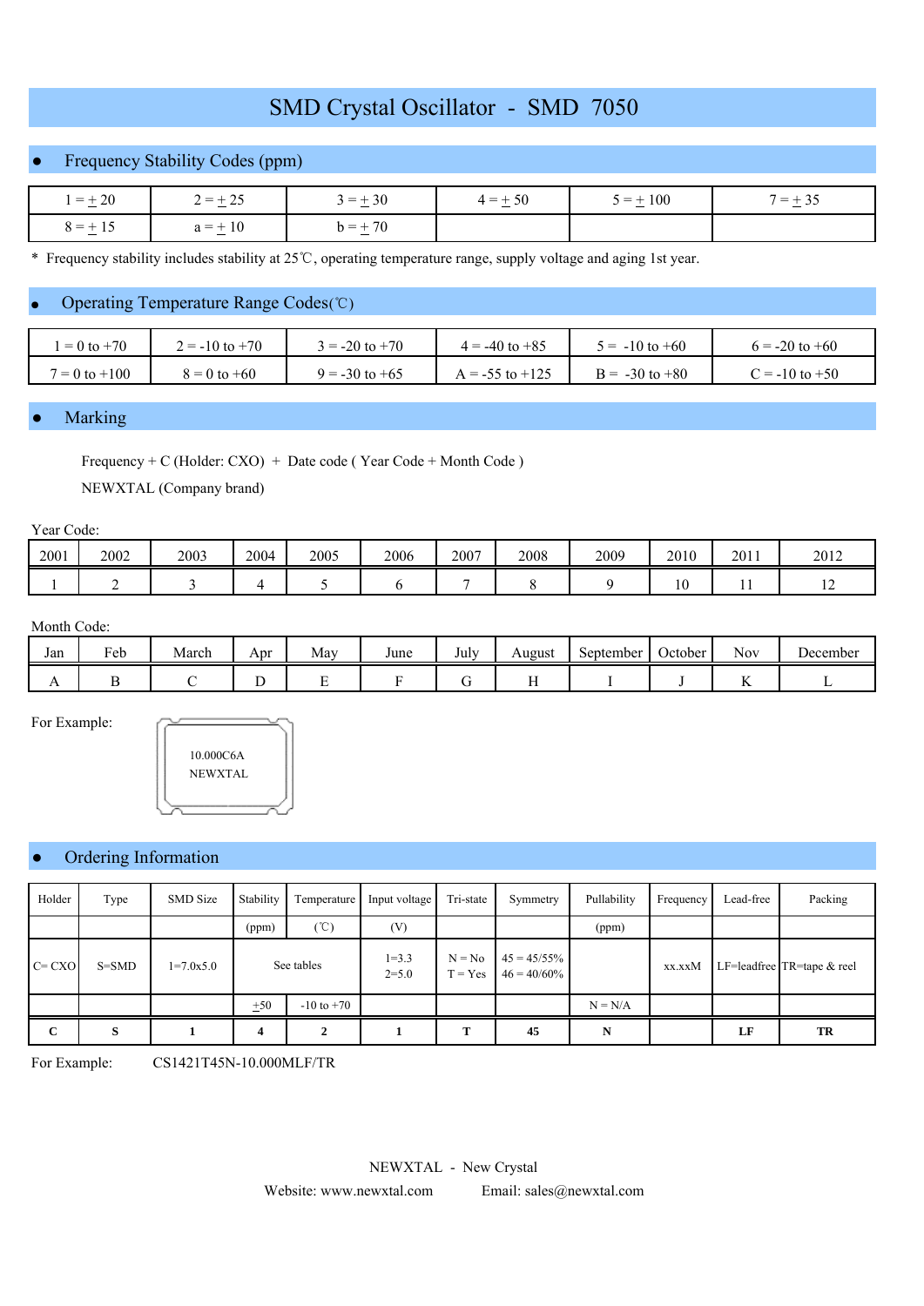# SMD Crystal Oscillator - SMD 7050

## Frequency Stability Codes (ppm)

| 1 = ± 20 | 2 = ± 25 | 3 = ± 30 | 4 = ± 50 | 5 = ± 100 | 7 = ± 35 |
|---|---|---|---|---|---|
| 8 = ± 15 | a = ± 10 | b = ± 70 | | | |

* Frequency stability includes stability at 25℃, operating temperature range, supply voltage and aging 1st year.

## Operating Temperature Range Codes(℃)

| 1 = 0 to +70 | 2 = -10 to +70 | 3 = -20 to +70 | 4 = -40 to +85 | 5 = -10 to +60 | 6 = -20 to +60 |
|---|---|---|---|---|---|
| 7 = 0 to +100 | 8 = 0 to +60 | 9 = -30 to +65 | A = -55 to +125 | B = -30 to +80 | C = -10 to +50 |

## Marking

Frequency + C (Holder: CXO) + Date code ( Year Code + Month Code )

NEWXTAL (Company brand)

Year Code:

| 2001 | 2002 | 2003 | 2004 | 2005 | 2006 | 2007 | 2008 | 2009 | 2010 | 2011 | 2012 |
|---|---|---|---|---|---|---|---|---|---|---|---|
| 1 | 2 | 3 | 4 | 5 | 6 | 7 | 8 | 9 | 10 | 11 | 12 |

Month Code:

| Jan | Feb | March | Apr | May | June | July | August | September | October | Nov | December |
|---|---|---|---|---|---|---|---|---|---|---|---|
| A | B | C | D | E | F | G | H | I | J | K | L |

For Example:

10.000C6A
NEWXTAL

## Ordering Information

| Holder | Type | SMD Size | Stability | Temperature | Input voltage | Tri-state | Symmetry | Pullability | Frequency | Lead-free | Packing |
|---|---|---|---|---|---|---|---|---|---|---|---|
| | | | (ppm) | (℃) | (V) | | | (ppm) | | | |
| C= CXO | S=SMD | 1=7.0x5.0 | See tables | | 1=3.3<br>2=5.0 | N = No<br>T = Yes | 45 = 45/55%<br>46 = 40/60% | | xx.xxM | LF=leadfree | TR=tape & reel |
| | | | ±50 | -10 to +70 | | | | N = N/A | | | |
| **C** | **S** | **1** | **4** | **2** | **1** | **T** | **45** | **N** | | **LF** | **TR** |

For Example: CS1421T45N-10.000MLF/TR

NEWXTAL - New Crystal

Website: www.newxtal.com Email: sales@newxtal.com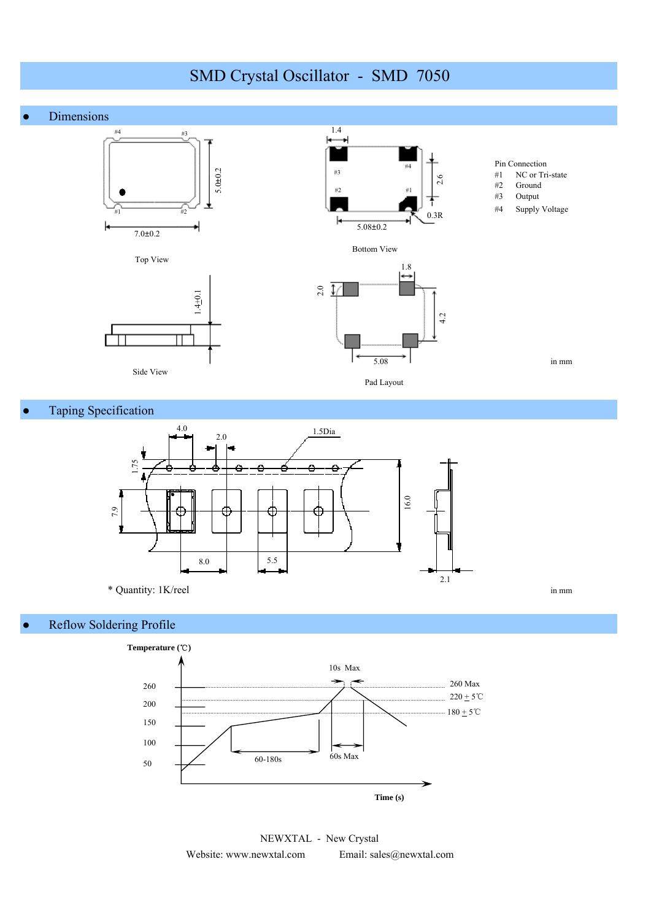# SMD Crystal Oscillator - SMD 7050

## ● Dimensions

#4 #3

#1 #2

5.0±0.2

7.0±0.2

Top View

1.4

#3 #4

#2 #1

2.6

0.3R

5.08±0.2

Bottom View

Pin Connection

#1 NC or Tri-state

#2 Ground

#3 Output

#4 Supply Voltage

1.4±0.1

Side View

1.8

2.0

4.2

5.08

Pad Layout

in mm

## ● Taping Specification

4.0

2.0

1.5Dia

1.75

7.9

16.0

8.0

5.5

2.1

* Quantity: 1K/reel

in mm

## ● Reflow Soldering Profile

Temperature (℃)

10s Max

260

200

150

100

50

260 Max

220 ± 5℃

180 ± 5℃

60-180s

60s Max

Time (s)

NEWXTAL - New Crystal

Website: www.newxtal.com Email: sales@newxtal.com